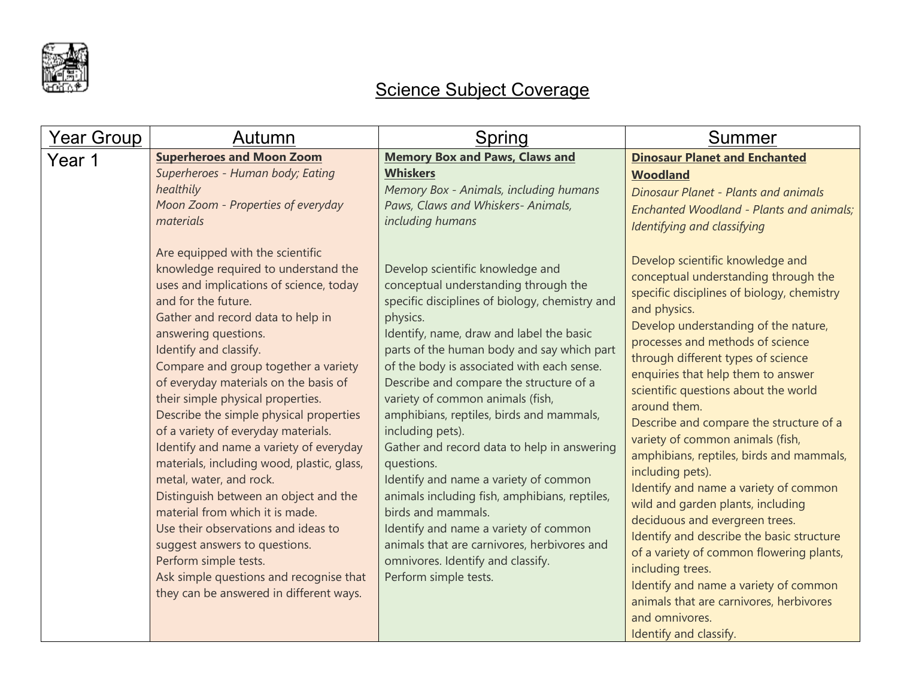# Science Subject Coverage

| Year Group | Autumn | Spring | Summer |
|---|---|---|---|
| Year 1 | **Superheroes and Moon Zoom**<br>*Superheroes - Human body; Eating healthily*<br>*Moon Zoom - Properties of everyday materials*<br><br>Are equipped with the scientific knowledge required to understand the uses and implications of science, today and for the future.<br>Gather and record data to help in answering questions.<br>Identify and classify.<br>Compare and group together a variety of everyday materials on the basis of their simple physical properties.<br>Describe the simple physical properties of a variety of everyday materials.<br>Identify and name a variety of everyday materials, including wood, plastic, glass, metal, water, and rock.<br>Distinguish between an object and the material from which it is made.<br>Use their observations and ideas to suggest answers to questions.<br>Perform simple tests.<br>Ask simple questions and recognise that they can be answered in different ways. | **Memory Box and Paws, Claws and Whiskers**<br>*Memory Box - Animals, including humans*<br>*Paws, Claws and Whiskers- Animals, including humans*<br><br>Develop scientific knowledge and conceptual understanding through the specific disciplines of biology, chemistry and physics.<br>Identify, name, draw and label the basic parts of the human body and say which part of the body is associated with each sense.<br>Describe and compare the structure of a variety of common animals (fish, amphibians, reptiles, birds and mammals, including pets).<br>Gather and record data to help in answering questions.<br>Identify and name a variety of common animals including fish, amphibians, reptiles, birds and mammals.<br>Identify and name a variety of common animals that are carnivores, herbivores and omnivores. Identify and classify.<br>Perform simple tests. | **Dinosaur Planet and Enchanted Woodland**<br>*Dinosaur Planet - Plants and animals*<br>*Enchanted Woodland - Plants and animals; Identifying and classifying*<br><br>Develop scientific knowledge and conceptual understanding through the specific disciplines of biology, chemistry and physics.<br>Develop understanding of the nature, processes and methods of science through different types of science enquiries that help them to answer scientific questions about the world around them.<br>Describe and compare the structure of a variety of common animals (fish, amphibians, reptiles, birds and mammals, including pets).<br>Identify and name a variety of common wild and garden plants, including deciduous and evergreen trees.<br>Identify and describe the basic structure of a variety of common flowering plants, including trees.<br>Identify and name a variety of common animals that are carnivores, herbivores and omnivores.<br>Identify and classify. |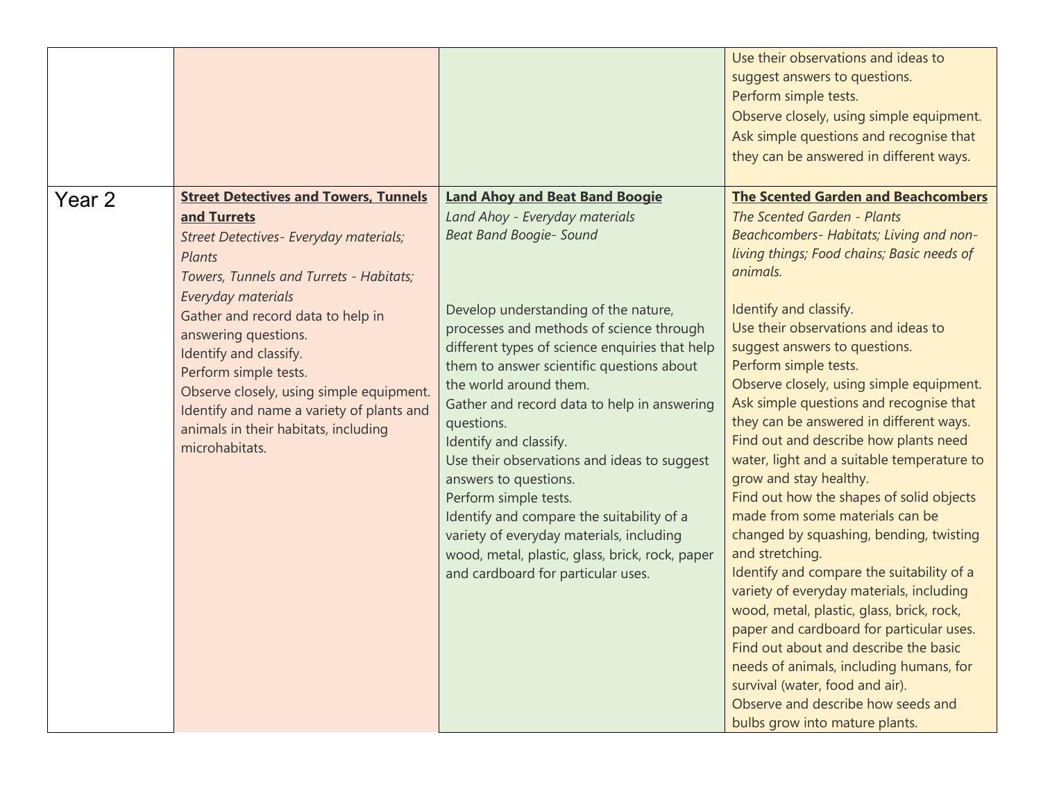| | | | |
|---|---|---|---|
| | | | Use their observations and ideas to suggest answers to questions.<br>Perform simple tests.<br>Observe closely, using simple equipment.<br>Ask simple questions and recognise that they can be answered in different ways. |
| Year 2 | **Street Detectives and Towers, Tunnels and Turrets**<br>*Street Detectives- Everyday materials; Plants*<br>*Towers, Tunnels and Turrets - Habitats; Everyday materials*<br>Gather and record data to help in answering questions.<br>Identify and classify.<br>Perform simple tests.<br>Observe closely, using simple equipment.<br>Identify and name a variety of plants and animals in their habitats, including microhabitats. | **Land Ahoy and Beat Band Boogie**<br>*Land Ahoy - Everyday materials*<br>*Beat Band Boogie- Sound*<br><br>Develop understanding of the nature, processes and methods of science through different types of science enquiries that help them to answer scientific questions about the world around them.<br>Gather and record data to help in answering questions.<br>Identify and classify.<br>Use their observations and ideas to suggest answers to questions.<br>Perform simple tests.<br>Identify and compare the suitability of a variety of everyday materials, including wood, metal, plastic, glass, brick, rock, paper and cardboard for particular uses. | **The Scented Garden and Beachcombers**<br>*The Scented Garden - Plants*<br>*Beachcombers- Habitats; Living and non-living things; Food chains; Basic needs of animals.*<br><br>Identify and classify.<br>Use their observations and ideas to suggest answers to questions.<br>Perform simple tests.<br>Observe closely, using simple equipment.<br>Ask simple questions and recognise that they can be answered in different ways.<br>Find out and describe how plants need water, light and a suitable temperature to grow and stay healthy.<br>Find out how the shapes of solid objects made from some materials can be changed by squashing, bending, twisting and stretching.<br>Identify and compare the suitability of a variety of everyday materials, including wood, metal, plastic, glass, brick, rock, paper and cardboard for particular uses.<br>Find out about and describe the basic needs of animals, including humans, for survival (water, food and air).<br>Observe and describe how seeds and bulbs grow into mature plants. |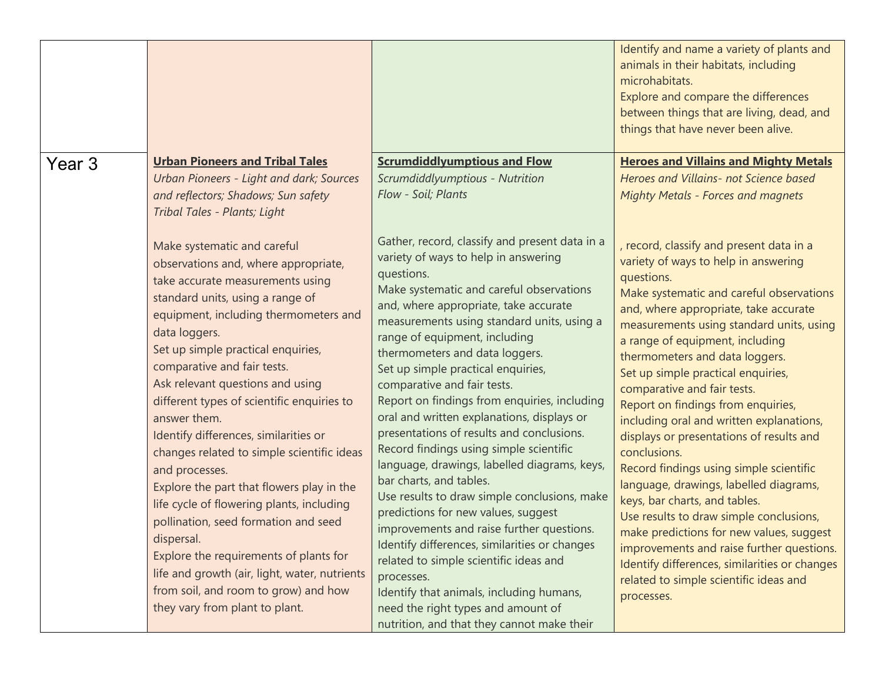| | | | |
|---|---|---|---|
| | | | Identify and name a variety of plants and animals in their habitats, including microhabitats.<br>Explore and compare the differences between things that are living, dead, and things that have never been alive. |
| Year 3 | **Urban Pioneers and Tribal Tales**<br>*Urban Pioneers - Light and dark; Sources and reflectors; Shadows; Sun safety*<br>*Tribal Tales - Plants; Light*<br><br>Make systematic and careful observations and, where appropriate, take accurate measurements using standard units, using a range of equipment, including thermometers and data loggers.<br>Set up simple practical enquiries, comparative and fair tests.<br>Ask relevant questions and using different types of scientific enquiries to answer them.<br>Identify differences, similarities or changes related to simple scientific ideas and processes.<br>Explore the part that flowers play in the life cycle of flowering plants, including pollination, seed formation and seed dispersal.<br>Explore the requirements of plants for life and growth (air, light, water, nutrients from soil, and room to grow) and how they vary from plant to plant. | **Scrumdiddlyumptious and Flow**<br>*Scrumdiddlyumptious - Nutrition*<br>*Flow - Soil; Plants*<br><br>Gather, record, classify and present data in a variety of ways to help in answering questions.<br>Make systematic and careful observations and, where appropriate, take accurate measurements using standard units, using a range of equipment, including thermometers and data loggers.<br>Set up simple practical enquiries, comparative and fair tests.<br>Report on findings from enquiries, including oral and written explanations, displays or presentations of results and conclusions.<br>Record findings using simple scientific language, drawings, labelled diagrams, keys, bar charts, and tables.<br>Use results to draw simple conclusions, make predictions for new values, suggest improvements and raise further questions.<br>Identify differences, similarities or changes related to simple scientific ideas and processes.<br>Identify that animals, including humans, need the right types and amount of nutrition, and that they cannot make their | **Heroes and Villains and Mighty Metals**<br>*Heroes and Villains- not Science based*<br>*Mighty Metals - Forces and magnets*<br><br>, record, classify and present data in a variety of ways to help in answering questions.<br>Make systematic and careful observations and, where appropriate, take accurate measurements using standard units, using a range of equipment, including thermometers and data loggers.<br>Set up simple practical enquiries, comparative and fair tests.<br>Report on findings from enquiries, including oral and written explanations, displays or presentations of results and conclusions.<br>Record findings using simple scientific language, drawings, labelled diagrams, keys, bar charts, and tables.<br>Use results to draw simple conclusions, make predictions for new values, suggest improvements and raise further questions.<br>Identify differences, similarities or changes related to simple scientific ideas and processes. |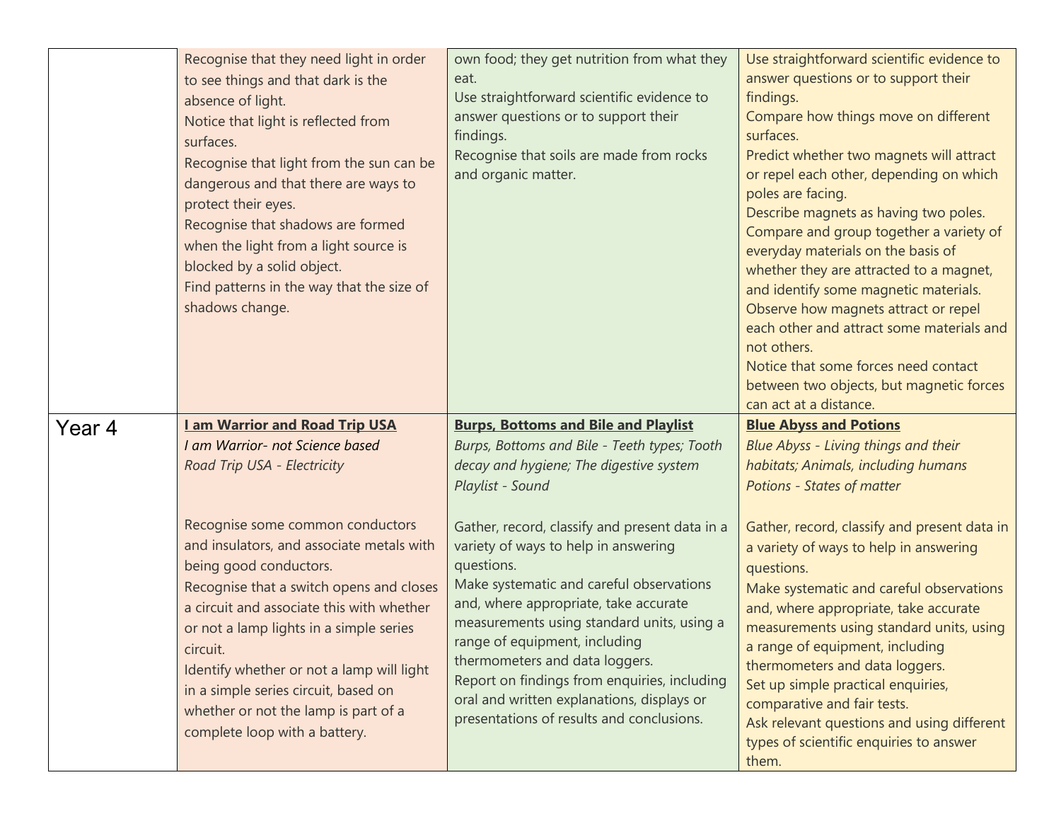| | | | |
|---|---|---|---|
| | Recognise that they need light in order to see things and that dark is the absence of light.<br>Notice that light is reflected from surfaces.<br>Recognise that light from the sun can be dangerous and that there are ways to protect their eyes.<br>Recognise that shadows are formed when the light from a light source is blocked by a solid object.<br>Find patterns in the way that the size of shadows change. | own food; they get nutrition from what they eat.<br>Use straightforward scientific evidence to answer questions or to support their findings.<br>Recognise that soils are made from rocks and organic matter. | Use straightforward scientific evidence to answer questions or to support their findings.<br>Compare how things move on different surfaces.<br>Predict whether two magnets will attract or repel each other, depending on which poles are facing.<br>Describe magnets as having two poles.<br>Compare and group together a variety of everyday materials on the basis of whether they are attracted to a magnet, and identify some magnetic materials.<br>Observe how magnets attract or repel each other and attract some materials and not others.<br>Notice that some forces need contact between two objects, but magnetic forces can act at a distance. |
| Year 4 | **I am Warrior and Road Trip USA**<br>*I am Warrior- not Science based*<br>*Road Trip USA - Electricity*<br><br>Recognise some common conductors and insulators, and associate metals with being good conductors.<br>Recognise that a switch opens and closes a circuit and associate this with whether or not a lamp lights in a simple series circuit.<br>Identify whether or not a lamp will light in a simple series circuit, based on whether or not the lamp is part of a complete loop with a battery. | **Burps, Bottoms and Bile and Playlist**<br>*Burps, Bottoms and Bile - Teeth types; Tooth decay and hygiene; The digestive system*<br>*Playlist - Sound*<br><br>Gather, record, classify and present data in a variety of ways to help in answering questions.<br>Make systematic and careful observations and, where appropriate, take accurate measurements using standard units, using a range of equipment, including thermometers and data loggers.<br>Report on findings from enquiries, including oral and written explanations, displays or presentations of results and conclusions. | **Blue Abyss and Potions**<br>*Blue Abyss - Living things and their habitats; Animals, including humans*<br>*Potions - States of matter*<br><br>Gather, record, classify and present data in a variety of ways to help in answering questions.<br>Make systematic and careful observations and, where appropriate, take accurate measurements using standard units, using a range of equipment, including thermometers and data loggers.<br>Set up simple practical enquiries, comparative and fair tests.<br>Ask relevant questions and using different types of scientific enquiries to answer them. |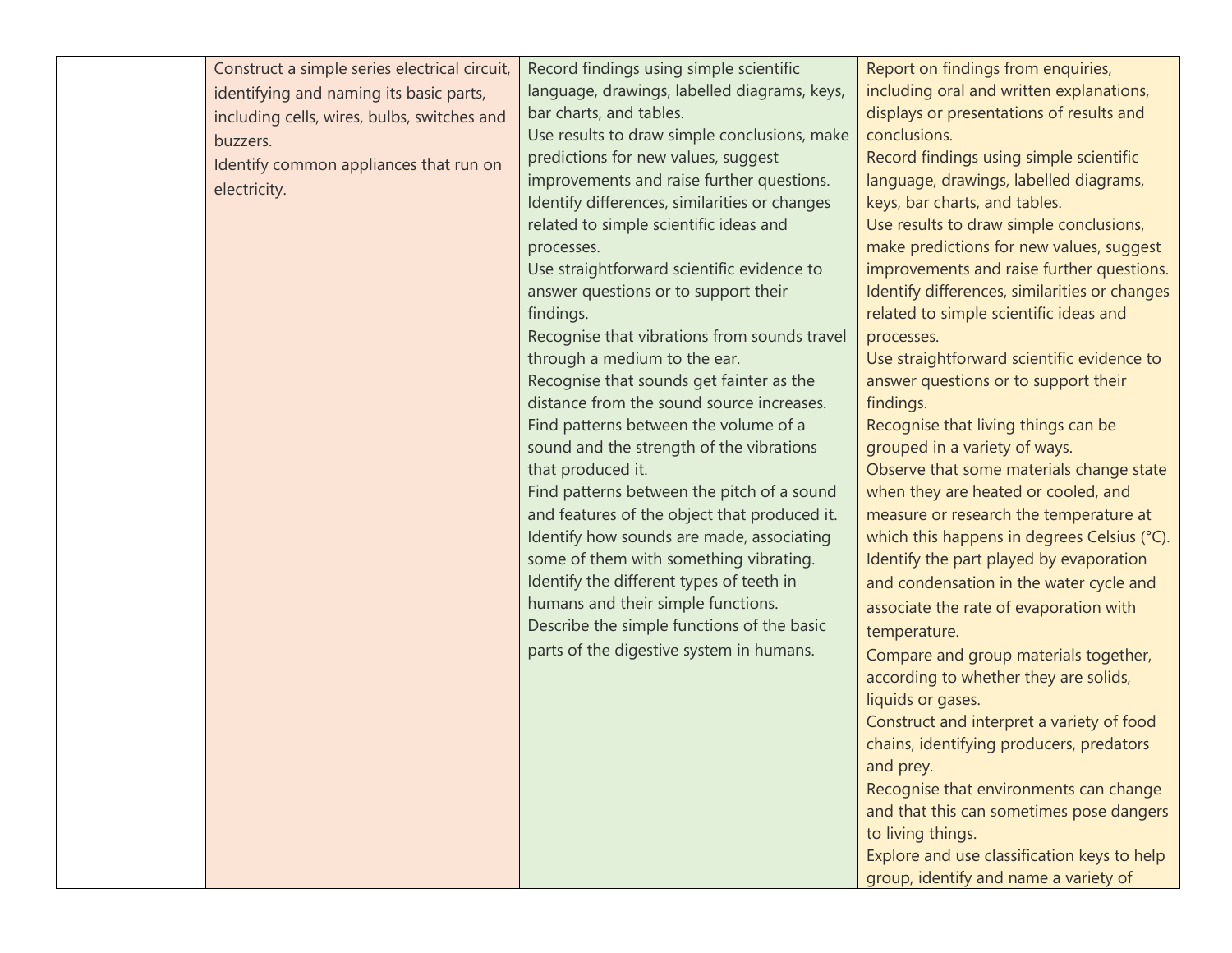|  |  |  |  |
|---|---|---|---|
|  | Construct a simple series electrical circuit, identifying and naming its basic parts, including cells, wires, bulbs, switches and buzzers.<br>Identify common appliances that run on electricity. | Record findings using simple scientific language, drawings, labelled diagrams, keys, bar charts, and tables.<br>Use results to draw simple conclusions, make predictions for new values, suggest improvements and raise further questions.<br>Identify differences, similarities or changes related to simple scientific ideas and processes.<br>Use straightforward scientific evidence to answer questions or to support their findings.<br>Recognise that vibrations from sounds travel through a medium to the ear.<br>Recognise that sounds get fainter as the distance from the sound source increases.<br>Find patterns between the volume of a sound and the strength of the vibrations that produced it.<br>Find patterns between the pitch of a sound and features of the object that produced it.<br>Identify how sounds are made, associating some of them with something vibrating.<br>Identify the different types of teeth in humans and their simple functions.<br>Describe the simple functions of the basic parts of the digestive system in humans. | Report on findings from enquiries, including oral and written explanations, displays or presentations of results and conclusions.<br>Record findings using simple scientific language, drawings, labelled diagrams, keys, bar charts, and tables.<br>Use results to draw simple conclusions, make predictions for new values, suggest improvements and raise further questions.<br>Identify differences, similarities or changes related to simple scientific ideas and processes.<br>Use straightforward scientific evidence to answer questions or to support their findings.<br>Recognise that living things can be grouped in a variety of ways.<br>Observe that some materials change state when they are heated or cooled, and measure or research the temperature at which this happens in degrees Celsius (°C).<br>Identify the part played by evaporation and condensation in the water cycle and associate the rate of evaporation with temperature.<br>Compare and group materials together, according to whether they are solids, liquids or gases.<br>Construct and interpret a variety of food chains, identifying producers, predators and prey.<br>Recognise that environments can change and that this can sometimes pose dangers to living things.<br>Explore and use classification keys to help group, identify and name a variety of |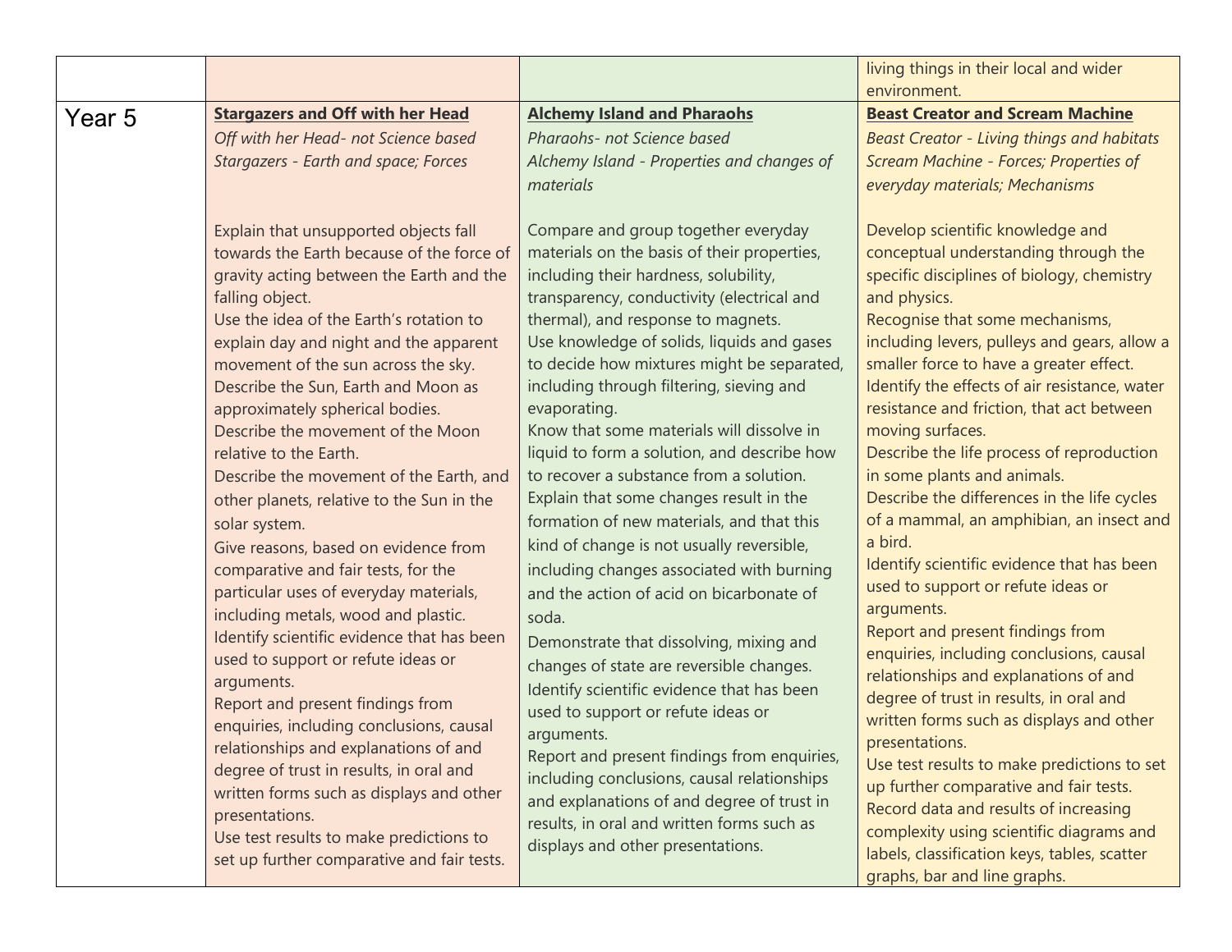| | | | |
|---|---|---|---|
| | | | living things in their local and wider environment. |
| Year 5 | **Stargazers and Off with her Head**<br>*Off with her Head- not Science based*<br>*Stargazers - Earth and space; Forces*<br><br>Explain that unsupported objects fall towards the Earth because of the force of gravity acting between the Earth and the falling object.<br>Use the idea of the Earth's rotation to explain day and night and the apparent movement of the sun across the sky.<br>Describe the Sun, Earth and Moon as approximately spherical bodies.<br>Describe the movement of the Moon relative to the Earth.<br>Describe the movement of the Earth, and other planets, relative to the Sun in the solar system.<br>Give reasons, based on evidence from comparative and fair tests, for the particular uses of everyday materials, including metals, wood and plastic.<br>Identify scientific evidence that has been used to support or refute ideas or arguments.<br>Report and present findings from enquiries, including conclusions, causal relationships and explanations of and degree of trust in results, in oral and written forms such as displays and other presentations.<br>Use test results to make predictions to set up further comparative and fair tests. | **Alchemy Island and Pharaohs**<br>*Pharaohs- not Science based*<br>*Alchemy Island - Properties and changes of materials*<br><br>Compare and group together everyday materials on the basis of their properties, including their hardness, solubility, transparency, conductivity (electrical and thermal), and response to magnets.<br>Use knowledge of solids, liquids and gases to decide how mixtures might be separated, including through filtering, sieving and evaporating.<br>Know that some materials will dissolve in liquid to form a solution, and describe how to recover a substance from a solution.<br>Explain that some changes result in the formation of new materials, and that this kind of change is not usually reversible, including changes associated with burning and the action of acid on bicarbonate of soda.<br>Demonstrate that dissolving, mixing and changes of state are reversible changes.<br>Identify scientific evidence that has been used to support or refute ideas or arguments.<br>Report and present findings from enquiries, including conclusions, causal relationships and explanations of and degree of trust in results, in oral and written forms such as displays and other presentations. | **Beast Creator and Scream Machine**<br>*Beast Creator - Living things and habitats*<br>*Scream Machine - Forces; Properties of everyday materials; Mechanisms*<br><br>Develop scientific knowledge and conceptual understanding through the specific disciplines of biology, chemistry and physics.<br>Recognise that some mechanisms, including levers, pulleys and gears, allow a smaller force to have a greater effect.<br>Identify the effects of air resistance, water resistance and friction, that act between moving surfaces.<br>Describe the life process of reproduction in some plants and animals.<br>Describe the differences in the life cycles of a mammal, an amphibian, an insect and a bird.<br>Identify scientific evidence that has been used to support or refute ideas or arguments.<br>Report and present findings from enquiries, including conclusions, causal relationships and explanations of and degree of trust in results, in oral and written forms such as displays and other presentations.<br>Use test results to make predictions to set up further comparative and fair tests.<br>Record data and results of increasing complexity using scientific diagrams and labels, classification keys, tables, scatter graphs, bar and line graphs. |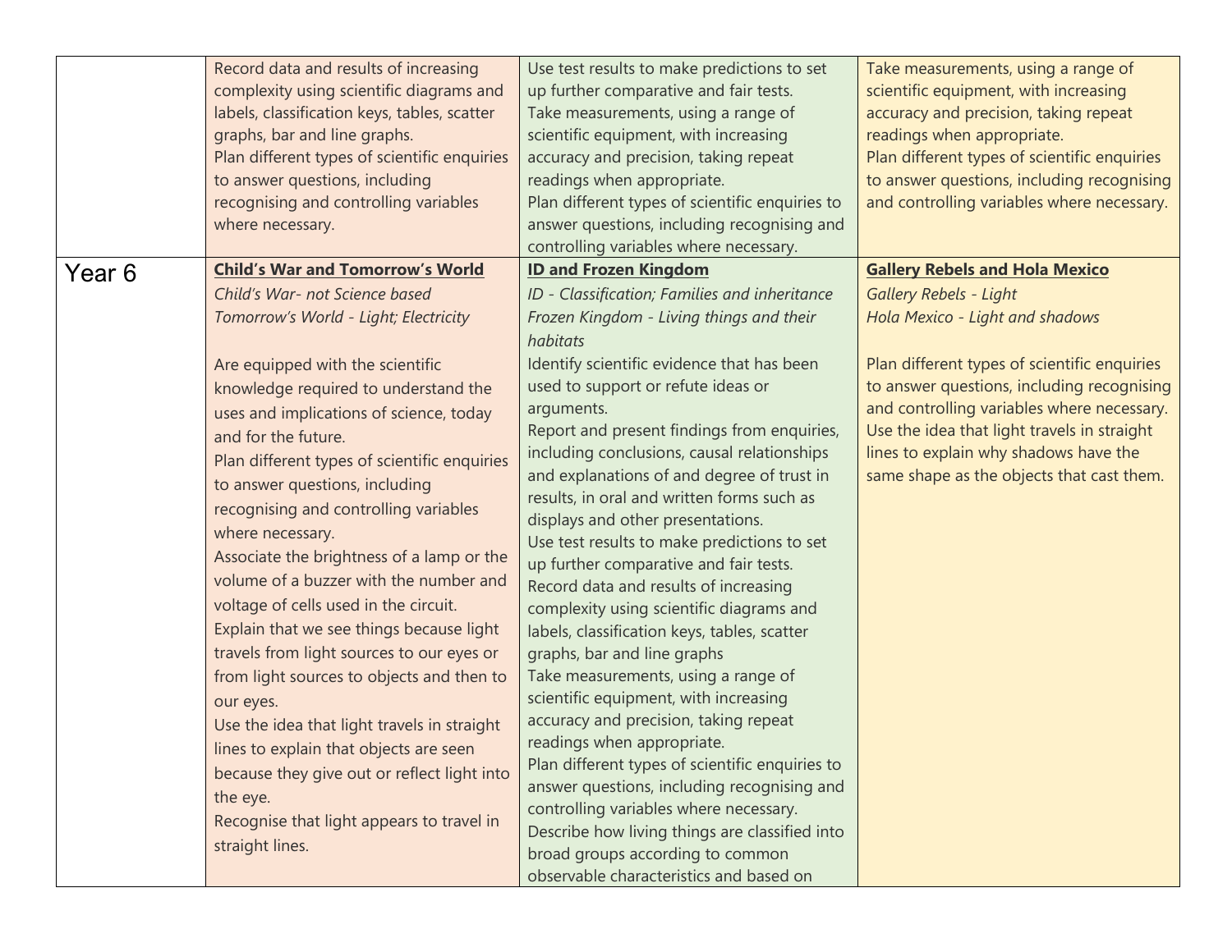| | | | |
|---|---|---|---|
| | Record data and results of increasing complexity using scientific diagrams and labels, classification keys, tables, scatter graphs, bar and line graphs.<br>Plan different types of scientific enquiries to answer questions, including recognising and controlling variables where necessary. | Use test results to make predictions to set up further comparative and fair tests.<br>Take measurements, using a range of scientific equipment, with increasing accuracy and precision, taking repeat readings when appropriate.<br>Plan different types of scientific enquiries to answer questions, including recognising and controlling variables where necessary. | Take measurements, using a range of scientific equipment, with increasing accuracy and precision, taking repeat readings when appropriate.<br>Plan different types of scientific enquiries to answer questions, including recognising and controlling variables where necessary. |
| Year 6 | **Child's War and Tomorrow's World**<br>*Child's War- not Science based*<br>*Tomorrow's World - Light; Electricity*<br><br>Are equipped with the scientific knowledge required to understand the uses and implications of science, today and for the future.<br>Plan different types of scientific enquiries to answer questions, including recognising and controlling variables where necessary.<br>Associate the brightness of a lamp or the volume of a buzzer with the number and voltage of cells used in the circuit.<br>Explain that we see things because light travels from light sources to our eyes or from light sources to objects and then to our eyes.<br>Use the idea that light travels in straight lines to explain that objects are seen because they give out or reflect light into the eye.<br>Recognise that light appears to travel in straight lines. | **ID and Frozen Kingdom**<br>*ID - Classification; Families and inheritance*<br>*Frozen Kingdom - Living things and their habitats*<br>Identify scientific evidence that has been used to support or refute ideas or arguments.<br>Report and present findings from enquiries, including conclusions, causal relationships and explanations of and degree of trust in results, in oral and written forms such as displays and other presentations.<br>Use test results to make predictions to set up further comparative and fair tests.<br>Record data and results of increasing complexity using scientific diagrams and labels, classification keys, tables, scatter graphs, bar and line graphs<br>Take measurements, using a range of scientific equipment, with increasing accuracy and precision, taking repeat readings when appropriate.<br>Plan different types of scientific enquiries to answer questions, including recognising and controlling variables where necessary.<br>Describe how living things are classified into broad groups according to common observable characteristics and based on | **Gallery Rebels and Hola Mexico**<br>*Gallery Rebels - Light*<br>*Hola Mexico - Light and shadows*<br><br>Plan different types of scientific enquiries to answer questions, including recognising and controlling variables where necessary.<br>Use the idea that light travels in straight lines to explain why shadows have the same shape as the objects that cast them. |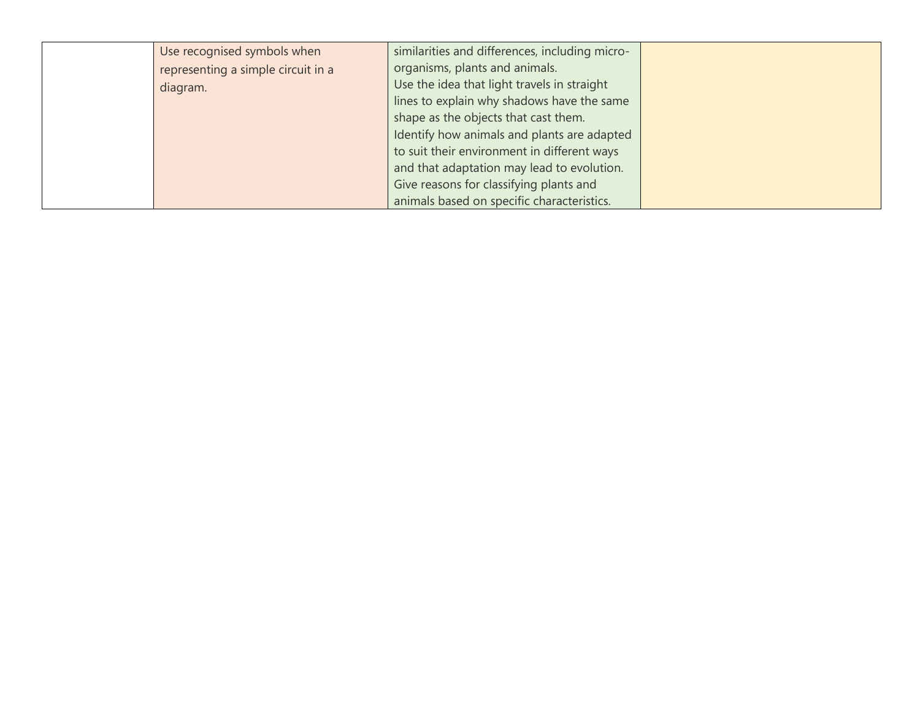| | | | |
|---|---|---|---|
| | Use recognised symbols when representing a simple circuit in a diagram. | similarities and differences, including micro-organisms, plants and animals.<br>Use the idea that light travels in straight lines to explain why shadows have the same shape as the objects that cast them.<br>Identify how animals and plants are adapted to suit their environment in different ways and that adaptation may lead to evolution.<br>Give reasons for classifying plants and animals based on specific characteristics. | |